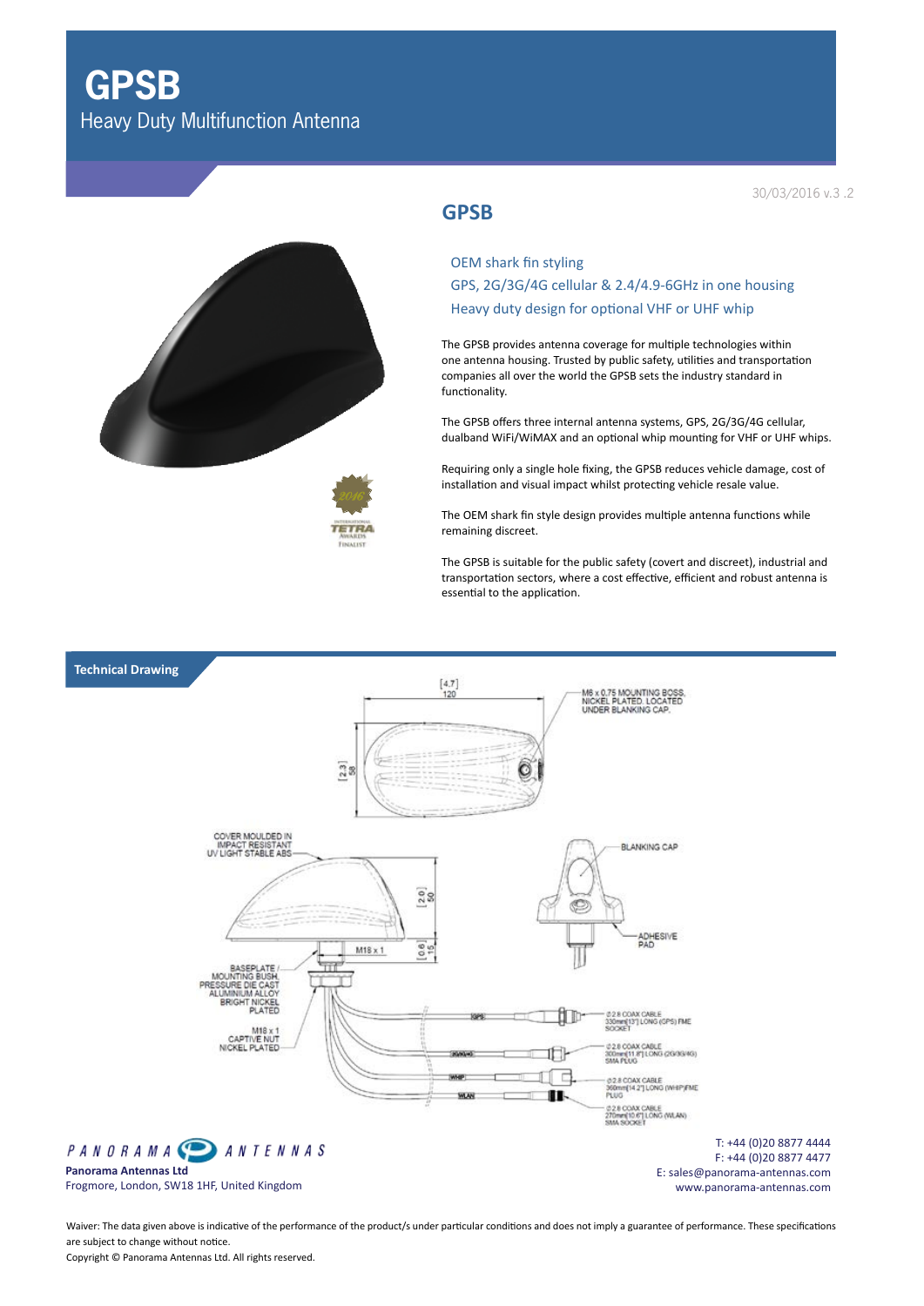# GPSB

Heavy Duty Multifunction Antenna

30/03/2016 v.3 .2

## GPSB

OEM shark fin styling
GPS, 2G/3G/4G cellular & 2.4/4.9-6GHz in one housing
Heavy duty design for optional VHF or UHF whip

The GPSB provides antenna coverage for multiple technologies within one antenna housing. Trusted by public safety, utilities and transportation companies all over the world the GPSB sets the industry standard in functionality.

The GPSB offers three internal antenna systems, GPS, 2G/3G/4G cellular, dualband WiFi/WiMAX and an optional whip mounting for VHF or UHF whips.

Requiring only a single hole fixing, the GPSB reduces vehicle damage, cost of installation and visual impact whilst protecting vehicle resale value.

The OEM shark fin style design provides multiple antenna functions while remaining discreet.

The GPSB is suitable for the public safety (covert and discreet), industrial and transportation sectors, where a cost effective, efficient and robust antenna is essential to the application.

## Technical Drawing

[4.7] 120

M6 x 0.75 MOUNTING BOSS, NICKEL PLATED. LOCATED UNDER BLANKING CAP.

[2.3] 58

COVER MOULDED IN IMPACT RESISTANT UV LIGHT STABLE ABS

[2.0] 50

[0.6] 15

M18 x 1

BLANKING CAP

ADHESIVE PAD

BASEPLATE / MOUNTING BUSH, PRESSURE DIE CAST ALUMINIUM ALLOY BRIGHT NICKEL PLATED

M18 x 1 CAPTIVE NUT NICKEL PLATED

GPS — Ø2.8 COAX CABLE 330mm[13"] LONG (GPS) FME SOCKET

2G/3G/4G — Ø2.8 COAX CABLE 300mm[11.8"] LONG (2G/3G/4G) SMA PLUG

WHIP — Ø2.8 COAX CABLE 360mm[14.2"] LONG (WHIP) FME PLUG

WLAN — Ø2.8 COAX CABLE 270mm[10.6"] LONG (WLAN) SMA SOCKET

**Panorama Antennas Ltd**
Frogmore, London, SW18 1HF, United Kingdom

T: +44 (0)20 8877 4444
F: +44 (0)20 8877 4477
E: sales@panorama-antennas.com
www.panorama-antennas.com

Waiver: The data given above is indicative of the performance of the product/s under particular conditions and does not imply a guarantee of performance. These specifications are subject to change without notice.
Copyright © Panorama Antennas Ltd. All rights reserved.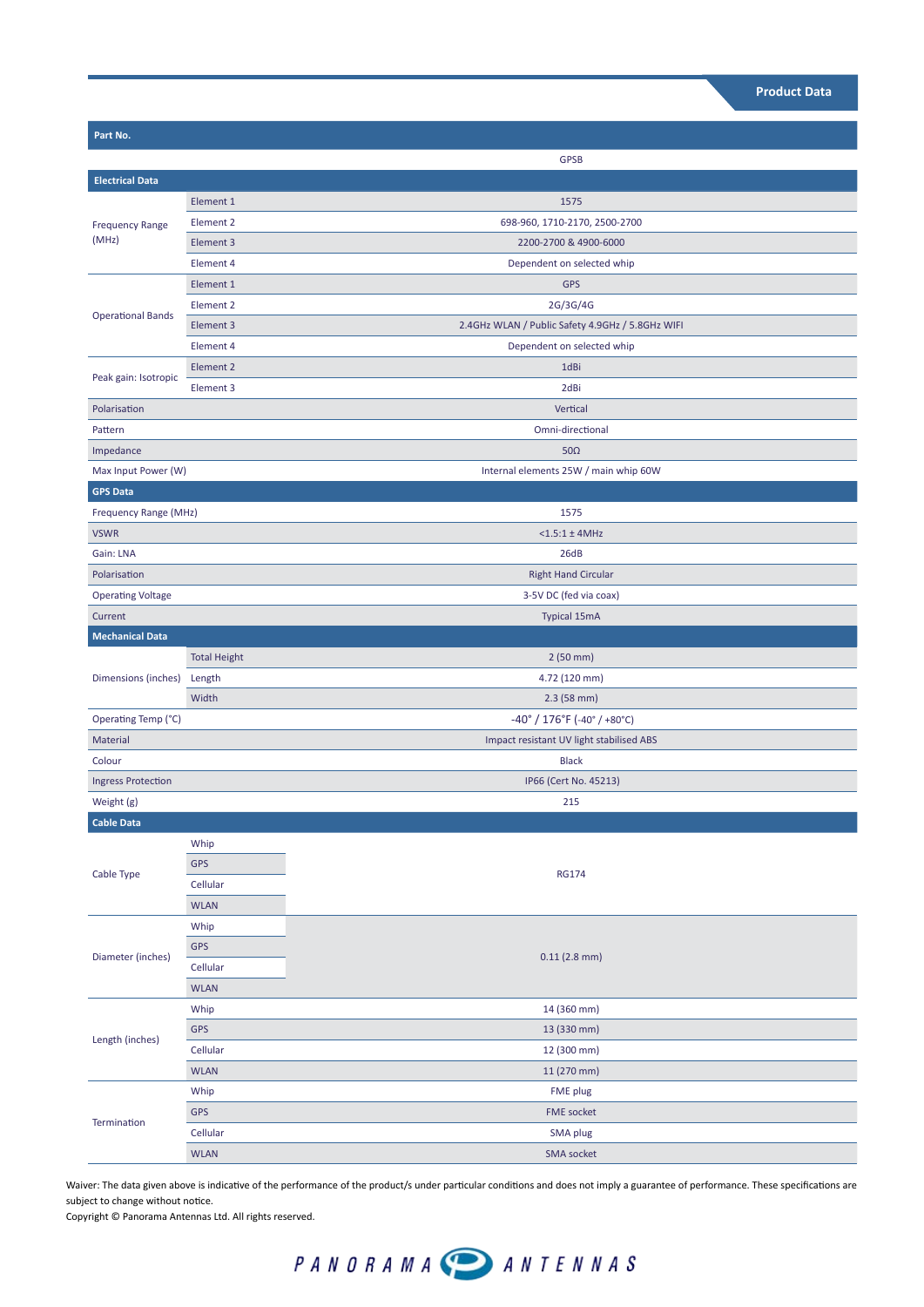## Product Data

| Part No. | | |
|---|---|---|
| | | GPSB |
| **Electrical Data** | | |
| Frequency Range (MHz) | Element 1 | 1575 |
| | Element 2 | 698-960, 1710-2170, 2500-2700 |
| | Element 3 | 2200-2700 & 4900-6000 |
| | Element 4 | Dependent on selected whip |
| Operational Bands | Element 1 | GPS |
| | Element 2 | 2G/3G/4G |
| | Element 3 | 2.4GHz WLAN / Public Safety 4.9GHz / 5.8GHz WIFI |
| | Element 4 | Dependent on selected whip |
| Peak gain: Isotropic | Element 2 | 1dBi |
| | Element 3 | 2dBi |
| Polarisation | | Vertical |
| Pattern | | Omni-directional |
| Impedance | | 50Ω |
| Max Input Power (W) | | Internal elements 25W / main whip 60W |
| **GPS Data** | | |
| Frequency Range (MHz) | | 1575 |
| VSWR | | <1.5:1 ± 4MHz |
| Gain: LNA | | 26dB |
| Polarisation | | Right Hand Circular |
| Operating Voltage | | 3-5V DC (fed via coax) |
| Current | | Typical 15mA |
| **Mechanical Data** | | |
| Dimensions (inches) | Total Height | 2 (50 mm) |
| | Length | 4.72 (120 mm) |
| | Width | 2.3 (58 mm) |
| Operating Temp (°C) | | -40° / 176°F (-40° / +80°C) |
| Material | | Impact resistant UV light stabilised ABS |
| Colour | | Black |
| Ingress Protection | | IP66 (Cert No. 45213) |
| Weight (g) | | 215 |
| **Cable Data** | | |
| Cable Type | Whip | RG174 |
| | GPS | |
| | Cellular | |
| | WLAN | |
| Diameter (inches) | Whip | 0.11 (2.8 mm) |
| | GPS | |
| | Cellular | |
| | WLAN | |
| Length (inches) | Whip | 14 (360 mm) |
| | GPS | 13 (330 mm) |
| | Cellular | 12 (300 mm) |
| | WLAN | 11 (270 mm) |
| Termination | Whip | FME plug |
| | GPS | FME socket |
| | Cellular | SMA plug |
| | WLAN | SMA socket |

Waiver: The data given above is indicative of the performance of the product/s under particular conditions and does not imply a guarantee of performance. These specifications are subject to change without notice.

Copyright © Panorama Antennas Ltd. All rights reserved.

PANORAMA ANTENNAS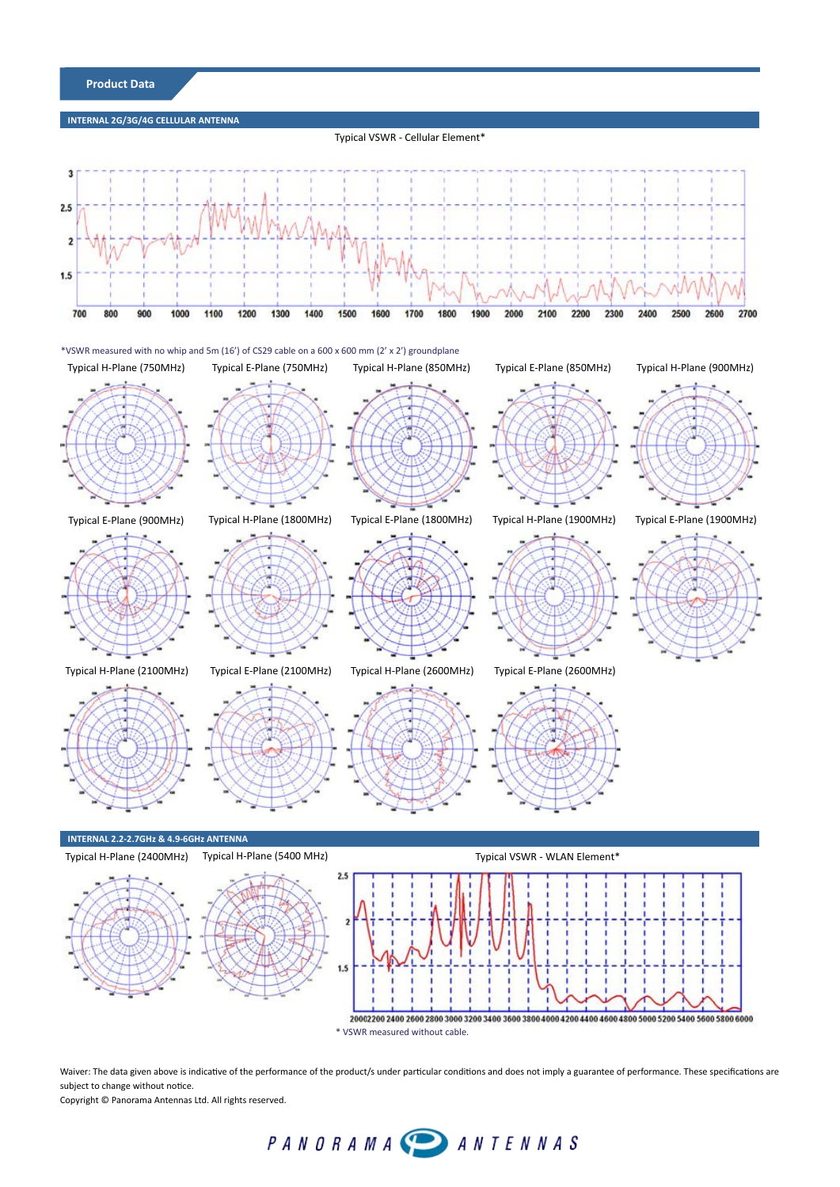## Product Data

### INTERNAL 2G/3G/4G CELLULAR ANTENNA

Typical VSWR - Cellular Element*

3
2.5
2
1.5

700 800 900 1000 1100 1200 1300 1400 1500 1600 1700 1800 1900 2000 2100 2200 2300 2400 2500 2600 2700

*VSWR measured with no whip and 5m (16') of CS29 cable on a 600 x 600 mm (2' x 2') groundplane

Typical H-Plane (750MHz)

Typical E-Plane (750MHz)

Typical H-Plane (850MHz)

Typical E-Plane (850MHz)

Typical H-Plane (900MHz)

Typical E-Plane (900MHz)

Typical H-Plane (1800MHz)

Typical E-Plane (1800MHz)

Typical H-Plane (1900MHz)

Typical E-Plane (1900MHz)

Typical H-Plane (2100MHz)

Typical E-Plane (2100MHz)

Typical H-Plane (2600MHz)

Typical E-Plane (2600MHz)

### INTERNAL 2.2-2.7GHz & 4.9-6GHz ANTENNA

Typical H-Plane (2400MHz)

Typical H-Plane (5400 MHz)

Typical VSWR - WLAN Element*

2.5
2
1.5

2000 2200 2400 2600 2800 3000 3200 3400 3600 3800 4000 4200 4400 4600 4800 5000 5200 5400 5600 5800 6000

* VSWR measured without cable.

Waiver: The data given above is indicative of the performance of the product/s under particular conditions and does not imply a guarantee of performance. These specifications are subject to change without notice.

Copyright © Panorama Antennas Ltd. All rights reserved.

PANORAMA ANTENNAS